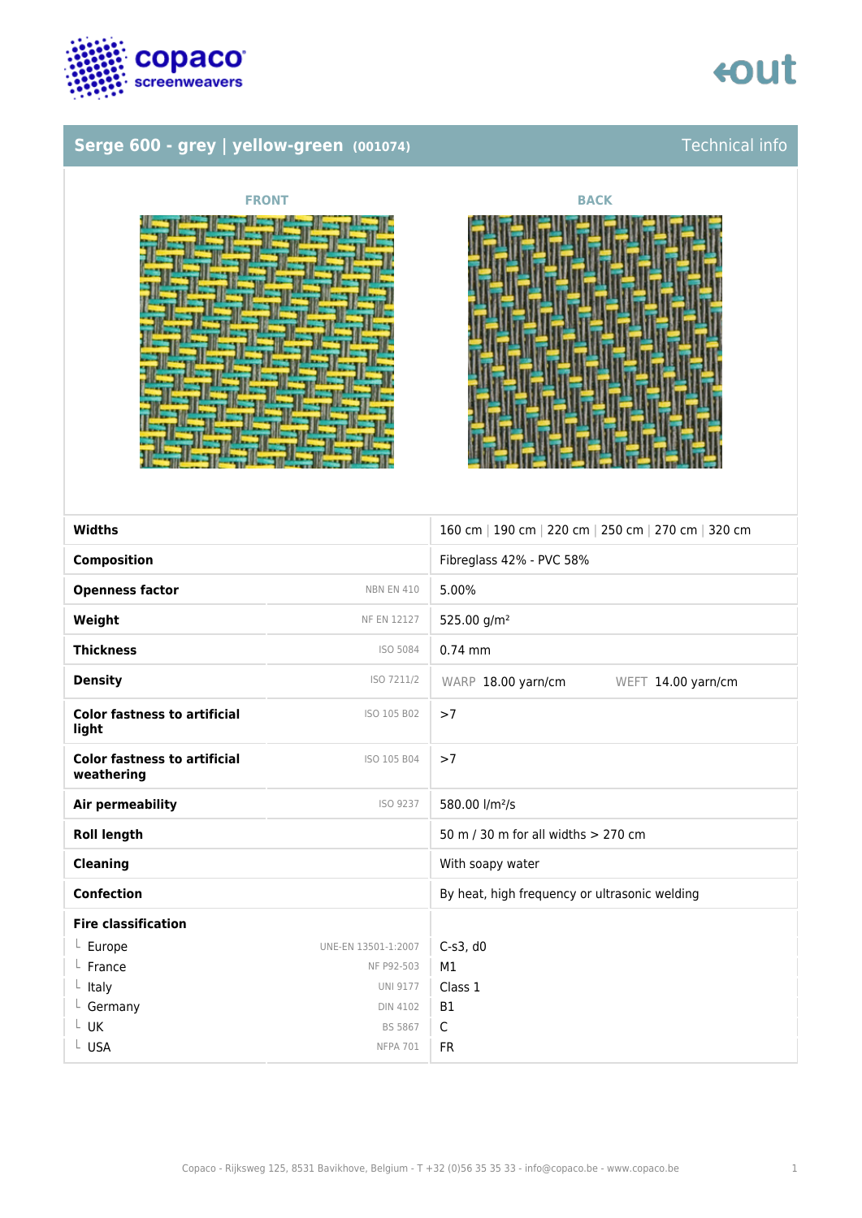## Serge 600 - grey | yellow-green (001074)

Technical info

FRONT

BACK

| Property | Standard | Value |
|---|---|---|
| **Widths** | | 160 cm \| 190 cm \| 220 cm \| 250 cm \| 270 cm \| 320 cm |
| **Composition** | | Fibreglass 42% - PVC 58% |
| **Openness factor** | NBN EN 410 | 5.00% |
| **Weight** | NF EN 12127 | 525.00 g/m² |
| **Thickness** | ISO 5084 | 0.74 mm |
| **Density** | ISO 7211/2 | WARP 18.00 yarn/cm WEFT 14.00 yarn/cm |
| **Color fastness to artificial light** | ISO 105 B02 | >7 |
| **Color fastness to artificial weathering** | ISO 105 B04 | >7 |
| **Air permeability** | ISO 9237 | 580.00 l/m²/s |
| **Roll length** | | 50 m / 30 m for all widths > 270 cm |
| **Cleaning** | | With soapy water |
| **Confection** | | By heat, high frequency or ultrasonic welding |
| **Fire classification** | | |
| └ Europe | UNE-EN 13501-1:2007 | C-s3, d0 |
| └ France | NF P92-503 | M1 |
| └ Italy | UNI 9177 | Class 1 |
| └ Germany | DIN 4102 | B1 |
| └ UK | BS 5867 | C |
| └ USA | NFPA 701 | FR |

Copaco - Rijksweg 125, 8531 Bavikhove, Belgium - T +32 (0)56 35 35 33 - info@copaco.be - www.copaco.be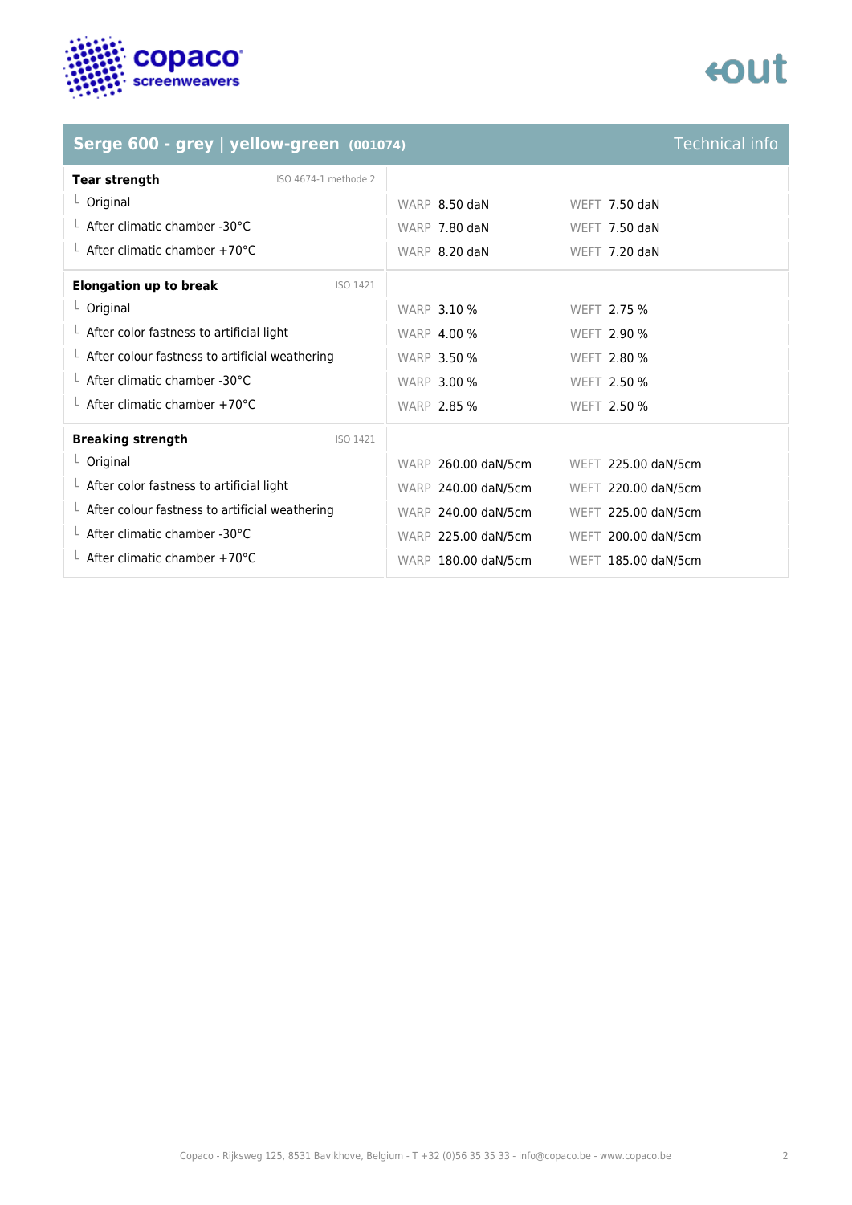## Serge 600 - grey | yellow-green (001074) — Technical info

| Tear strength (ISO 4674-1 methode 2) | Warp | Weft |
|---|---|---|
| Original | 8.50 daN | 7.50 daN |
| After climatic chamber -30°C | 7.80 daN | 7.50 daN |
| After climatic chamber +70°C | 8.20 daN | 7.20 daN |

| Elongation up to break (ISO 1421) | Warp | Weft |
|---|---|---|
| Original | 3.10 % | 2.75 % |
| After color fastness to artificial light | 4.00 % | 2.90 % |
| After colour fastness to artificial weathering | 3.50 % | 2.80 % |
| After climatic chamber -30°C | 3.00 % | 2.50 % |
| After climatic chamber +70°C | 2.85 % | 2.50 % |

| Breaking strength (ISO 1421) | Warp | Weft |
|---|---|---|
| Original | 260.00 daN/5cm | 225.00 daN/5cm |
| After color fastness to artificial light | 240.00 daN/5cm | 220.00 daN/5cm |
| After colour fastness to artificial weathering | 240.00 daN/5cm | 225.00 daN/5cm |
| After climatic chamber -30°C | 225.00 daN/5cm | 200.00 daN/5cm |
| After climatic chamber +70°C | 180.00 daN/5cm | 185.00 daN/5cm |

Copaco - Rijksweg 125, 8531 Bavikhove, Belgium - T +32 (0)56 35 35 33 - info@copaco.be - www.copaco.be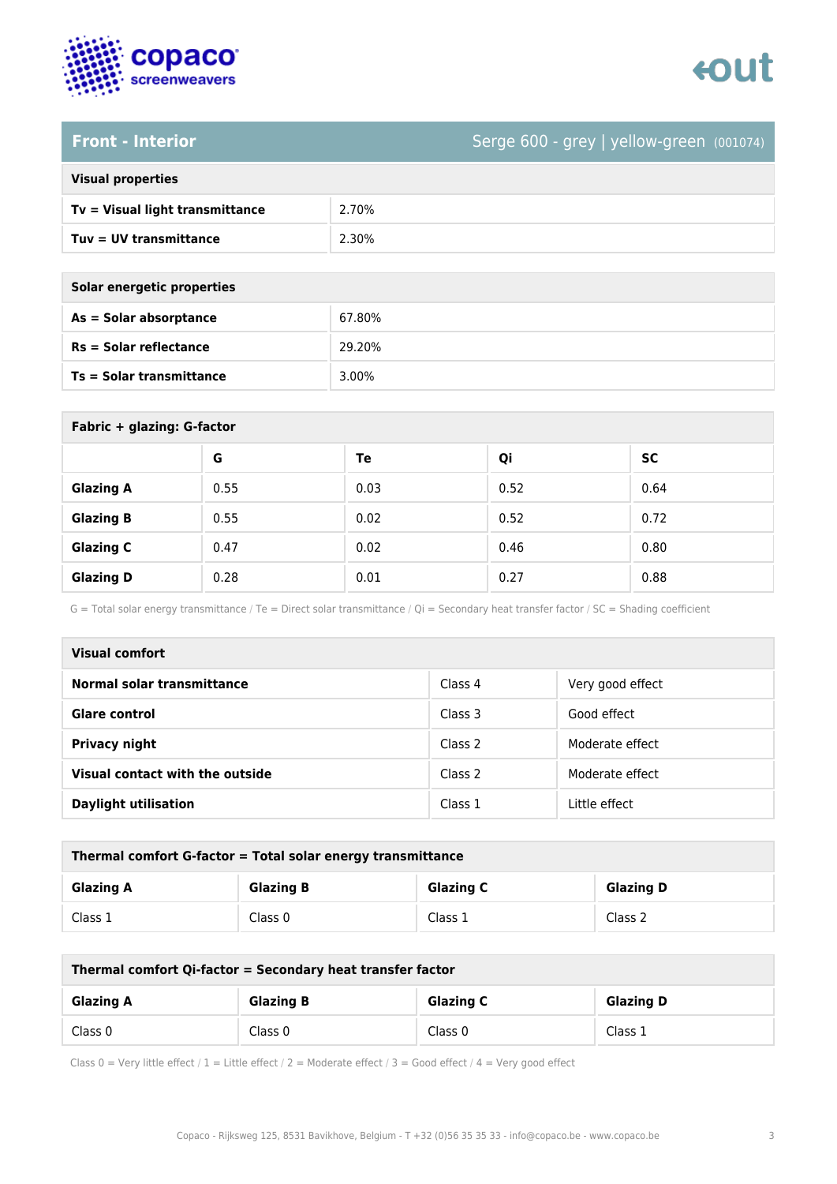## Front - Interior

Serge 600 - grey | yellow-green (001074)

| Visual properties | |
|---|---|
| **Tv = Visual light transmittance** | 2.70% |
| **Tuv = UV transmittance** | 2.30% |

| Solar energetic properties | |
|---|---|
| **As = Solar absorptance** | 67.80% |
| **Rs = Solar reflectance** | 29.20% |
| **Ts = Solar transmittance** | 3.00% |

**Fabric + glazing: G-factor**

| | G | Te | Qi | SC |
|---|---|---|---|---|
| **Glazing A** | 0.55 | 0.03 | 0.52 | 0.64 |
| **Glazing B** | 0.55 | 0.02 | 0.52 | 0.72 |
| **Glazing C** | 0.47 | 0.02 | 0.46 | 0.80 |
| **Glazing D** | 0.28 | 0.01 | 0.27 | 0.88 |

G = Total solar energy transmittance / Te = Direct solar transmittance / Qi = Secondary heat transfer factor / SC = Shading coefficient

| Visual comfort | | |
|---|---|---|
| **Normal solar transmittance** | Class 4 | Very good effect |
| **Glare control** | Class 3 | Good effect |
| **Privacy night** | Class 2 | Moderate effect |
| **Visual contact with the outside** | Class 2 | Moderate effect |
| **Daylight utilisation** | Class 1 | Little effect |

**Thermal comfort G-factor = Total solar energy transmittance**

| Glazing A | Glazing B | Glazing C | Glazing D |
|---|---|---|---|
| Class 1 | Class 0 | Class 1 | Class 2 |

**Thermal comfort Qi-factor = Secondary heat transfer factor**

| Glazing A | Glazing B | Glazing C | Glazing D |
|---|---|---|---|
| Class 0 | Class 0 | Class 0 | Class 1 |

Class 0 = Very little effect / 1 = Little effect / 2 = Moderate effect / 3 = Good effect / 4 = Very good effect

Copaco - Rijksweg 125, 8531 Bavikhove, Belgium - T +32 (0)56 35 35 33 - info@copaco.be - www.copaco.be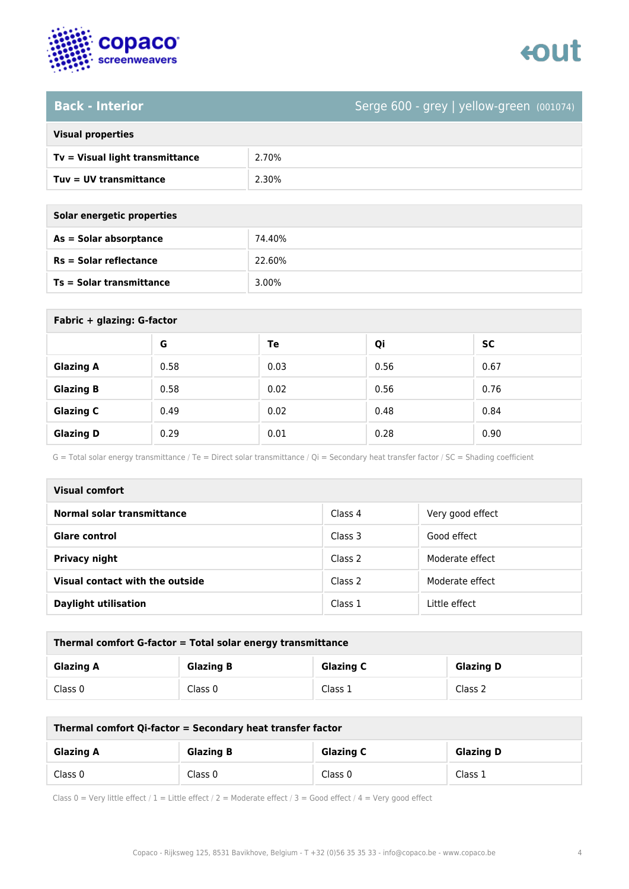## Back - Interior

Serge 600 - grey | yellow-green (001074)

| Visual properties | |
|---|---|
| **Tv = Visual light transmittance** | 2.70% |
| **Tuv = UV transmittance** | 2.30% |

| Solar energetic properties | |
|---|---|
| **As = Solar absorptance** | 74.40% |
| **Rs = Solar reflectance** | 22.60% |
| **Ts = Solar transmittance** | 3.00% |

**Fabric + glazing: G-factor**

| | G | Te | Qi | SC |
|---|---|---|---|---|
| **Glazing A** | 0.58 | 0.03 | 0.56 | 0.67 |
| **Glazing B** | 0.58 | 0.02 | 0.56 | 0.76 |
| **Glazing C** | 0.49 | 0.02 | 0.48 | 0.84 |
| **Glazing D** | 0.29 | 0.01 | 0.28 | 0.90 |

G = Total solar energy transmittance / Te = Direct solar transmittance / Qi = Secondary heat transfer factor / SC = Shading coefficient

| Visual comfort | | |
|---|---|---|
| **Normal solar transmittance** | Class 4 | Very good effect |
| **Glare control** | Class 3 | Good effect |
| **Privacy night** | Class 2 | Moderate effect |
| **Visual contact with the outside** | Class 2 | Moderate effect |
| **Daylight utilisation** | Class 1 | Little effect |

**Thermal comfort G-factor = Total solar energy transmittance**

| Glazing A | Glazing B | Glazing C | Glazing D |
|---|---|---|---|
| Class 0 | Class 0 | Class 1 | Class 2 |

**Thermal comfort Qi-factor = Secondary heat transfer factor**

| Glazing A | Glazing B | Glazing C | Glazing D |
|---|---|---|---|
| Class 0 | Class 0 | Class 0 | Class 1 |

Class 0 = Very little effect / 1 = Little effect / 2 = Moderate effect / 3 = Good effect / 4 = Very good effect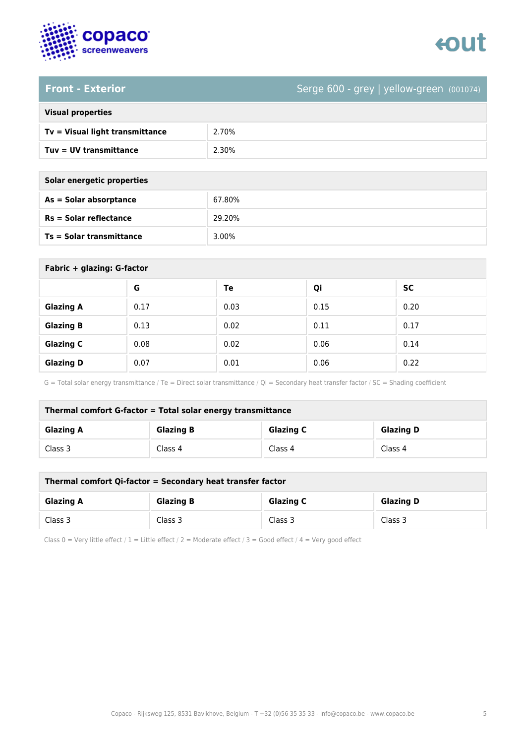## Front - Exterior

Serge 600 - grey | yellow-green (001074)

| Visual properties | |
|---|---|
| **Tv = Visual light transmittance** | 2.70% |
| **Tuv = UV transmittance** | 2.30% |

| Solar energetic properties | |
|---|---|
| **As = Solar absorptance** | 67.80% |
| **Rs = Solar reflectance** | 29.20% |
| **Ts = Solar transmittance** | 3.00% |

**Fabric + glazing: G-factor**

| | G | Te | Qi | SC |
|---|---|---|---|---|
| **Glazing A** | 0.17 | 0.03 | 0.15 | 0.20 |
| **Glazing B** | 0.13 | 0.02 | 0.11 | 0.17 |
| **Glazing C** | 0.08 | 0.02 | 0.06 | 0.14 |
| **Glazing D** | 0.07 | 0.01 | 0.06 | 0.22 |

G = Total solar energy transmittance / Te = Direct solar transmittance / Qi = Secondary heat transfer factor / SC = Shading coefficient

**Thermal comfort G-factor = Total solar energy transmittance**

| Glazing A | Glazing B | Glazing C | Glazing D |
|---|---|---|---|
| Class 3 | Class 4 | Class 4 | Class 4 |

**Thermal comfort Qi-factor = Secondary heat transfer factor**

| Glazing A | Glazing B | Glazing C | Glazing D |
|---|---|---|---|
| Class 3 | Class 3 | Class 3 | Class 3 |

Class 0 = Very little effect / 1 = Little effect / 2 = Moderate effect / 3 = Good effect / 4 = Very good effect

Copaco - Rijksweg 125, 8531 Bavikhove, Belgium - T +32 (0)56 35 35 33 - info@copaco.be - www.copaco.be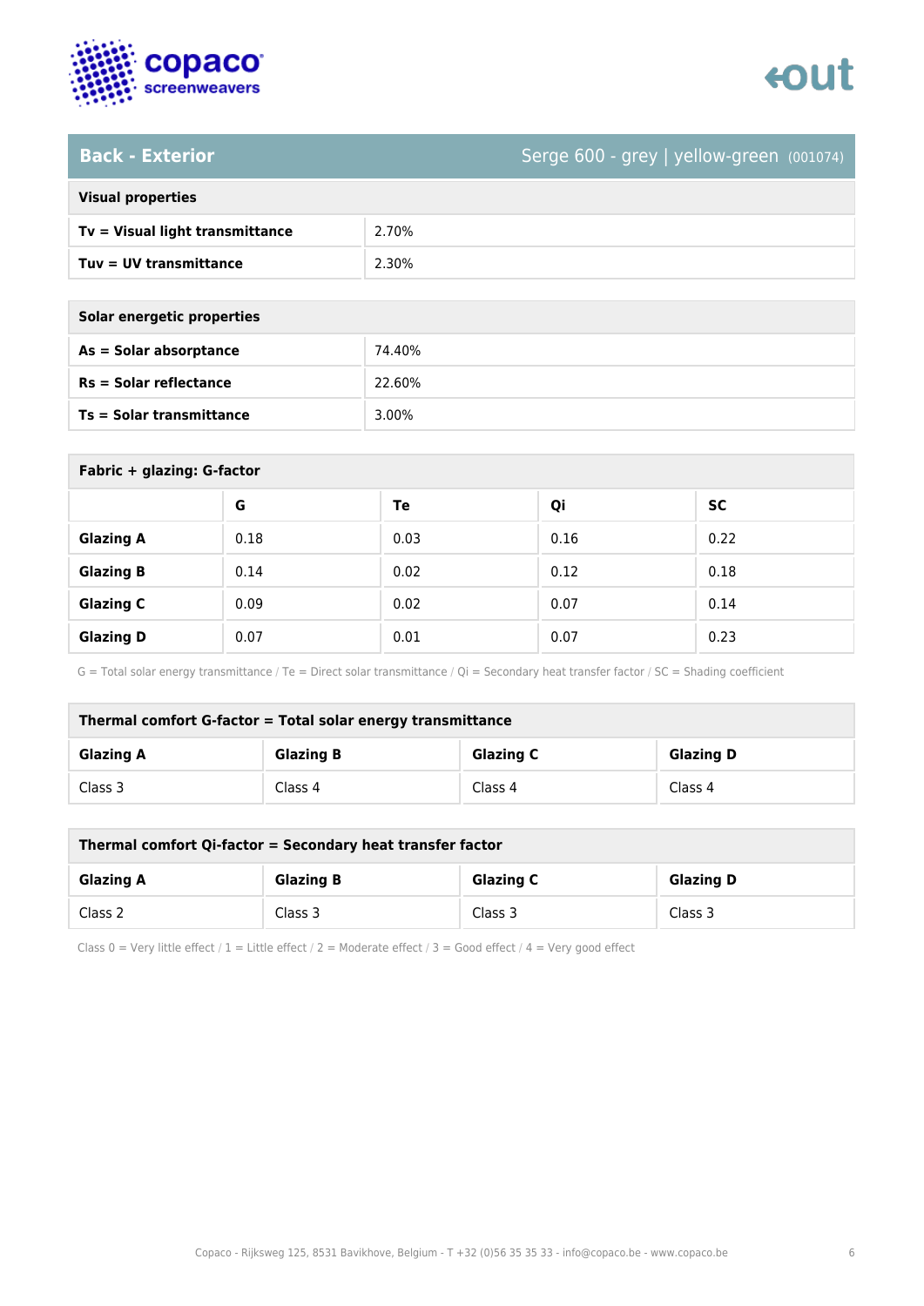## Back - Exterior

Serge 600 - grey | yellow-green (001074)

| Visual properties | |
|---|---|
| **Tv = Visual light transmittance** | 2.70% |
| **Tuv = UV transmittance** | 2.30% |

| Solar energetic properties | |
|---|---|
| **As = Solar absorptance** | 74.40% |
| **Rs = Solar reflectance** | 22.60% |
| **Ts = Solar transmittance** | 3.00% |

**Fabric + glazing: G-factor**

| | G | Te | Qi | SC |
|---|---|---|---|---|
| **Glazing A** | 0.18 | 0.03 | 0.16 | 0.22 |
| **Glazing B** | 0.14 | 0.02 | 0.12 | 0.18 |
| **Glazing C** | 0.09 | 0.02 | 0.07 | 0.14 |
| **Glazing D** | 0.07 | 0.01 | 0.07 | 0.23 |

G = Total solar energy transmittance / Te = Direct solar transmittance / Qi = Secondary heat transfer factor / SC = Shading coefficient

**Thermal comfort G-factor = Total solar energy transmittance**

| Glazing A | Glazing B | Glazing C | Glazing D |
|---|---|---|---|
| Class 3 | Class 4 | Class 4 | Class 4 |

**Thermal comfort Qi-factor = Secondary heat transfer factor**

| Glazing A | Glazing B | Glazing C | Glazing D |
|---|---|---|---|
| Class 2 | Class 3 | Class 3 | Class 3 |

Class 0 = Very little effect / 1 = Little effect / 2 = Moderate effect / 3 = Good effect / 4 = Very good effect

Copaco - Rijksweg 125, 8531 Bavikhove, Belgium - T +32 (0)56 35 35 33 - info@copaco.be - www.copaco.be